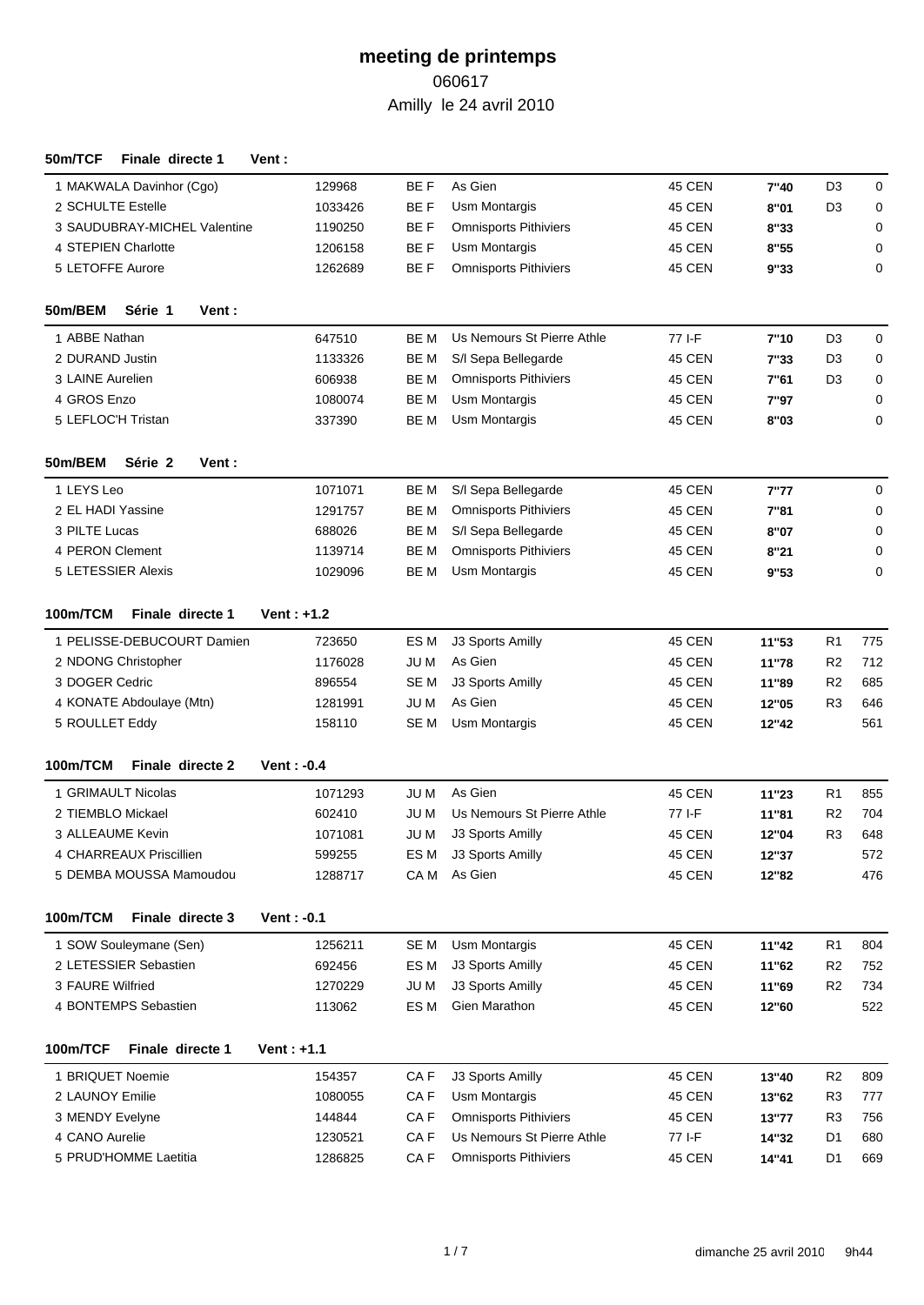# meeting de printemps

060617

Amilly le 24 avril 2010

### 50m/TCF Finale directe 1 Vent :

| | | | | | | | |
|---|---|---|---|---|---|---|---|
| 1 MAKWALA Davinhor (Cgo) | 129968 | BE F | As Gien | 45 CEN | 7"40 | D3 | 0 |
| 2 SCHULTE Estelle | 1033426 | BE F | Usm Montargis | 45 CEN | 8"01 | D3 | 0 |
| 3 SAUDUBRAY-MICHEL Valentine | 1190250 | BE F | Omnisports Pithiviers | 45 CEN | 8"33 | | 0 |
| 4 STEPIEN Charlotte | 1206158 | BE F | Usm Montargis | 45 CEN | 8"55 | | 0 |
| 5 LETOFFE Aurore | 1262689 | BE F | Omnisports Pithiviers | 45 CEN | 9"33 | | 0 |

### 50m/BEM Série 1 Vent :

| | | | | | | | |
|---|---|---|---|---|---|---|---|
| 1 ABBE Nathan | 647510 | BE M | Us Nemours St Pierre Athle | 77 I-F | 7"10 | D3 | 0 |
| 2 DURAND Justin | 1133326 | BE M | S/l Sepa Bellegarde | 45 CEN | 7"33 | D3 | 0 |
| 3 LAINE Aurelien | 606938 | BE M | Omnisports Pithiviers | 45 CEN | 7"61 | D3 | 0 |
| 4 GROS Enzo | 1080074 | BE M | Usm Montargis | 45 CEN | 7"97 | | 0 |
| 5 LEFLOC'H Tristan | 337390 | BE M | Usm Montargis | 45 CEN | 8"03 | | 0 |

### 50m/BEM Série 2 Vent :

| | | | | | | | |
|---|---|---|---|---|---|---|---|
| 1 LEYS Leo | 1071071 | BE M | S/l Sepa Bellegarde | 45 CEN | 7"77 | | 0 |
| 2 EL HADI Yassine | 1291757 | BE M | Omnisports Pithiviers | 45 CEN | 7"81 | | 0 |
| 3 PILTE Lucas | 688026 | BE M | S/l Sepa Bellegarde | 45 CEN | 8"07 | | 0 |
| 4 PERON Clement | 1139714 | BE M | Omnisports Pithiviers | 45 CEN | 8"21 | | 0 |
| 5 LETESSIER Alexis | 1029096 | BE M | Usm Montargis | 45 CEN | 9"53 | | 0 |

### 100m/TCM Finale directe 1 Vent : +1.2

| | | | | | | | |
|---|---|---|---|---|---|---|---|
| 1 PELISSE-DEBUCOURT Damien | 723650 | ES M | J3 Sports Amilly | 45 CEN | 11"53 | R1 | 775 |
| 2 NDONG Christopher | 1176028 | JU M | As Gien | 45 CEN | 11"78 | R2 | 712 |
| 3 DOGER Cedric | 896554 | SE M | J3 Sports Amilly | 45 CEN | 11"89 | R2 | 685 |
| 4 KONATE Abdoulaye (Mtn) | 1281991 | JU M | As Gien | 45 CEN | 12"05 | R3 | 646 |
| 5 ROULLET Eddy | 158110 | SE M | Usm Montargis | 45 CEN | 12"42 | | 561 |

### 100m/TCM Finale directe 2 Vent : -0.4

| | | | | | | | |
|---|---|---|---|---|---|---|---|
| 1 GRIMAULT Nicolas | 1071293 | JU M | As Gien | 45 CEN | 11"23 | R1 | 855 |
| 2 TIEMBLO Mickael | 602410 | JU M | Us Nemours St Pierre Athle | 77 I-F | 11"81 | R2 | 704 |
| 3 ALLEAUME Kevin | 1071081 | JU M | J3 Sports Amilly | 45 CEN | 12"04 | R3 | 648 |
| 4 CHARREAUX Priscillien | 599255 | ES M | J3 Sports Amilly | 45 CEN | 12"37 | | 572 |
| 5 DEMBA MOUSSA Mamoudou | 1288717 | CA M | As Gien | 45 CEN | 12"82 | | 476 |

### 100m/TCM Finale directe 3 Vent : -0.1

| | | | | | | | |
|---|---|---|---|---|---|---|---|
| 1 SOW Souleymane (Sen) | 1256211 | SE M | Usm Montargis | 45 CEN | 11"42 | R1 | 804 |
| 2 LETESSIER Sebastien | 692456 | ES M | J3 Sports Amilly | 45 CEN | 11"62 | R2 | 752 |
| 3 FAURE Wilfried | 1270229 | JU M | J3 Sports Amilly | 45 CEN | 11"69 | R2 | 734 |
| 4 BONTEMPS Sebastien | 113062 | ES M | Gien Marathon | 45 CEN | 12"60 | | 522 |

### 100m/TCF Finale directe 1 Vent : +1.1

| | | | | | | | |
|---|---|---|---|---|---|---|---|
| 1 BRIQUET Noemie | 154357 | CA F | J3 Sports Amilly | 45 CEN | 13"40 | R2 | 809 |
| 2 LAUNOY Emilie | 1080055 | CA F | Usm Montargis | 45 CEN | 13"62 | R3 | 777 |
| 3 MENDY Evelyne | 144844 | CA F | Omnisports Pithiviers | 45 CEN | 13"77 | R3 | 756 |
| 4 CANO Aurelie | 1230521 | CA F | Us Nemours St Pierre Athle | 77 I-F | 14"32 | D1 | 680 |
| 5 PRUD'HOMME Laetitia | 1286825 | CA F | Omnisports Pithiviers | 45 CEN | 14"41 | D1 | 669 |

dimanche 25 avril 2010 9h44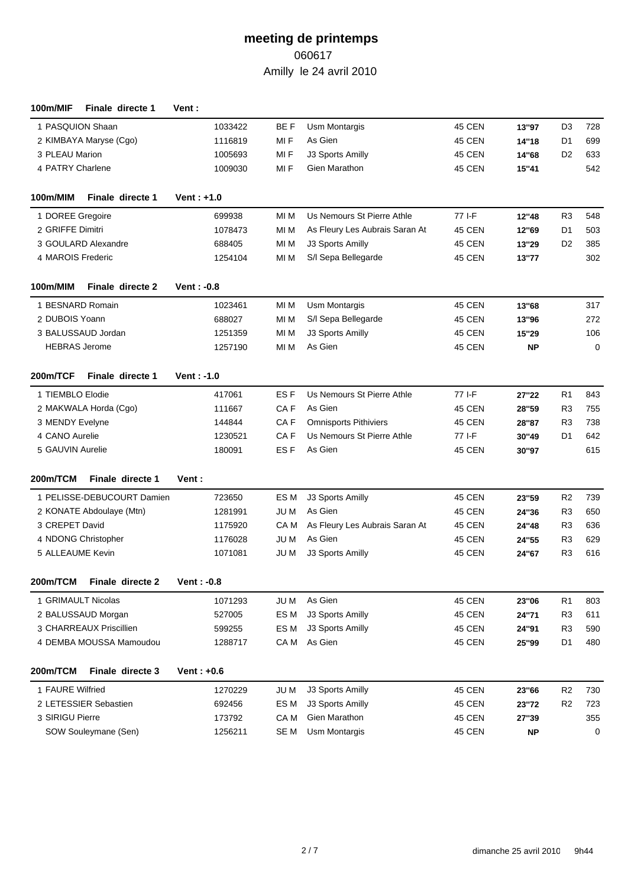# meeting de printemps

060617

Amilly le 24 avril 2010

**100m/MIF Finale directe 1 Vent :**

| | | | | | | | | |
|---|---|---|---|---|---|---|---|---|
| 1 PASQUION Shaan | 1033422 | BE F | Usm Montargis | 45 CEN | 13"97 | D3 | 728 |
| 2 KIMBAYA Maryse (Cgo) | 1116819 | MI F | As Gien | 45 CEN | 14"18 | D1 | 699 |
| 3 PLEAU Marion | 1005693 | MI F | J3 Sports Amilly | 45 CEN | 14"68 | D2 | 633 |
| 4 PATRY Charlene | 1009030 | MI F | Gien Marathon | 45 CEN | 15"41 | | 542 |

**100m/MIM Finale directe 1 Vent : +1.0**

| | | | | | | | |
|---|---|---|---|---|---|---|---|
| 1 DOREE Gregoire | 699938 | MI M | Us Nemours St Pierre Athle | 77 I-F | 12"48 | R3 | 548 |
| 2 GRIFFE Dimitri | 1078473 | MI M | As Fleury Les Aubrais Saran At | 45 CEN | 12"69 | D1 | 503 |
| 3 GOULARD Alexandre | 688405 | MI M | J3 Sports Amilly | 45 CEN | 13"29 | D2 | 385 |
| 4 MAROIS Frederic | 1254104 | MI M | S/l Sepa Bellegarde | 45 CEN | 13"77 | | 302 |

**100m/MIM Finale directe 2 Vent : -0.8**

| | | | | | | | |
|---|---|---|---|---|---|---|---|
| 1 BESNARD Romain | 1023461 | MI M | Usm Montargis | 45 CEN | 13"68 | | 317 |
| 2 DUBOIS Yoann | 688027 | MI M | S/l Sepa Bellegarde | 45 CEN | 13"96 | | 272 |
| 3 BALUSSAUD Jordan | 1251359 | MI M | J3 Sports Amilly | 45 CEN | 15"29 | | 106 |
| HEBRAS Jerome | 1257190 | MI M | As Gien | 45 CEN | NP | | 0 |

**200m/TCF Finale directe 1 Vent : -1.0**

| | | | | | | | |
|---|---|---|---|---|---|---|---|
| 1 TIEMBLO Elodie | 417061 | ES F | Us Nemours St Pierre Athle | 77 I-F | 27"22 | R1 | 843 |
| 2 MAKWALA Horda (Cgo) | 111667 | CA F | As Gien | 45 CEN | 28"59 | R3 | 755 |
| 3 MENDY Evelyne | 144844 | CA F | Omnisports Pithiviers | 45 CEN | 28"87 | R3 | 738 |
| 4 CANO Aurelie | 1230521 | CA F | Us Nemours St Pierre Athle | 77 I-F | 30"49 | D1 | 642 |
| 5 GAUVIN Aurelie | 180091 | ES F | As Gien | 45 CEN | 30"97 | | 615 |

**200m/TCM Finale directe 1 Vent :**

| | | | | | | | |
|---|---|---|---|---|---|---|---|
| 1 PELISSE-DEBUCOURT Damien | 723650 | ES M | J3 Sports Amilly | 45 CEN | 23"59 | R2 | 739 |
| 2 KONATE Abdoulaye (Mtn) | 1281991 | JU M | As Gien | 45 CEN | 24"36 | R3 | 650 |
| 3 CREPET David | 1175920 | CA M | As Fleury Les Aubrais Saran At | 45 CEN | 24"48 | R3 | 636 |
| 4 NDONG Christopher | 1176028 | JU M | As Gien | 45 CEN | 24"55 | R3 | 629 |
| 5 ALLEAUME Kevin | 1071081 | JU M | J3 Sports Amilly | 45 CEN | 24"67 | R3 | 616 |

**200m/TCM Finale directe 2 Vent : -0.8**

| | | | | | | | |
|---|---|---|---|---|---|---|---|
| 1 GRIMAULT Nicolas | 1071293 | JU M | As Gien | 45 CEN | 23"06 | R1 | 803 |
| 2 BALUSSAUD Morgan | 527005 | ES M | J3 Sports Amilly | 45 CEN | 24"71 | R3 | 611 |
| 3 CHARREAUX Priscillien | 599255 | ES M | J3 Sports Amilly | 45 CEN | 24"91 | R3 | 590 |
| 4 DEMBA MOUSSA Mamoudou | 1288717 | CA M | As Gien | 45 CEN | 25"99 | D1 | 480 |

**200m/TCM Finale directe 3 Vent : +0.6**

| | | | | | | | |
|---|---|---|---|---|---|---|---|
| 1 FAURE Wilfried | 1270229 | JU M | J3 Sports Amilly | 45 CEN | 23"66 | R2 | 730 |
| 2 LETESSIER Sebastien | 692456 | ES M | J3 Sports Amilly | 45 CEN | 23"72 | R2 | 723 |
| 3 SIRIGU Pierre | 173792 | CA M | Gien Marathon | 45 CEN | 27"39 | | 355 |
| SOW Souleymane (Sen) | 1256211 | SE M | Usm Montargis | 45 CEN | NP | | 0 |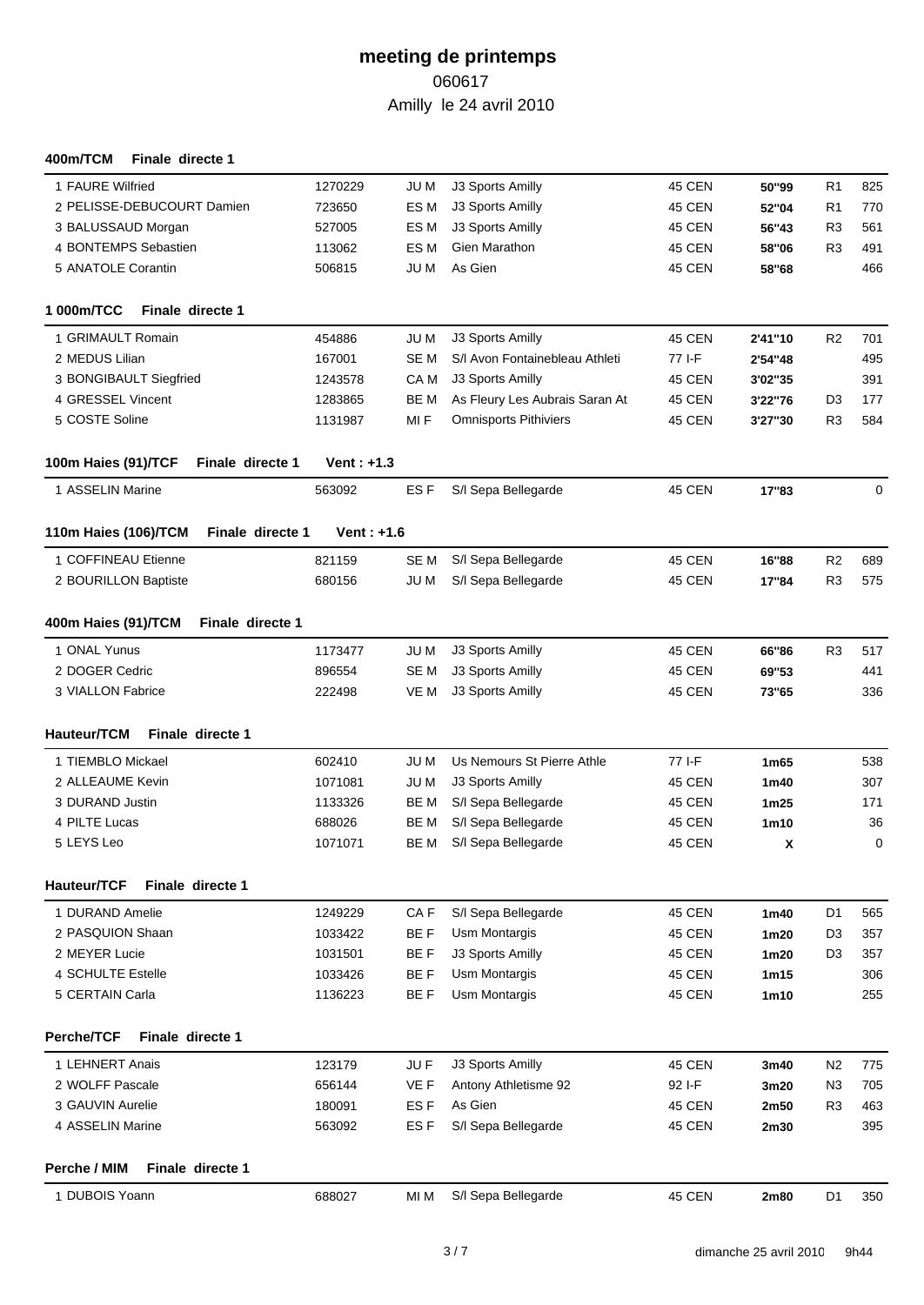# meeting de printemps

060617

Amilly le 24 avril 2010

## 400m/TCM Finale directe 1

| Place | Nom | Licence | Cat. | Club | Ligue | Perf. | Niv. | Points |
|---|---|---|---|---|---|---|---|---|
| 1 | FAURE Wilfried | 1270229 | JU M | J3 Sports Amilly | 45 CEN | 50''99 | R1 | 825 |
| 2 | PELISSE-DEBUCOURT Damien | 723650 | ES M | J3 Sports Amilly | 45 CEN | 52''04 | R1 | 770 |
| 3 | BALUSSAUD Morgan | 527005 | ES M | J3 Sports Amilly | 45 CEN | 56''43 | R3 | 561 |
| 4 | BONTEMPS Sebastien | 113062 | ES M | Gien Marathon | 45 CEN | 58''06 | R3 | 491 |
| 5 | ANATOLE Corantin | 506815 | JU M | As Gien | 45 CEN | 58''68 | | 466 |

## 1 000m/TCC Finale directe 1

| Place | Nom | Licence | Cat. | Club | Ligue | Perf. | Niv. | Points |
|---|---|---|---|---|---|---|---|---|
| 1 | GRIMAULT Romain | 454886 | JU M | J3 Sports Amilly | 45 CEN | 2'41''10 | R2 | 701 |
| 2 | MEDUS Lilian | 167001 | SE M | S/l Avon Fontainebleau Athleti | 77 I-F | 2'54''48 | | 495 |
| 3 | BONGIBAULT Siegfried | 1243578 | CA M | J3 Sports Amilly | 45 CEN | 3'02''35 | | 391 |
| 4 | GRESSEL Vincent | 1283865 | BE M | As Fleury Les Aubrais Saran At | 45 CEN | 3'22''76 | D3 | 177 |
| 5 | COSTE Soline | 1131987 | MI F | Omnisports Pithiviers | 45 CEN | 3'27''30 | R3 | 584 |

## 100m Haies (91)/TCF Finale directe 1 Vent : +1.3

| Place | Nom | Licence | Cat. | Club | Ligue | Perf. | Niv. | Points |
|---|---|---|---|---|---|---|---|---|
| 1 | ASSELIN Marine | 563092 | ES F | S/l Sepa Bellegarde | 45 CEN | 17''83 | | 0 |

## 110m Haies (106)/TCM Finale directe 1 Vent : +1.6

| Place | Nom | Licence | Cat. | Club | Ligue | Perf. | Niv. | Points |
|---|---|---|---|---|---|---|---|---|
| 1 | COFFINEAU Etienne | 821159 | SE M | S/l Sepa Bellegarde | 45 CEN | 16''88 | R2 | 689 |
| 2 | BOURILLON Baptiste | 680156 | JU M | S/l Sepa Bellegarde | 45 CEN | 17''84 | R3 | 575 |

## 400m Haies (91)/TCM Finale directe 1

| Place | Nom | Licence | Cat. | Club | Ligue | Perf. | Niv. | Points |
|---|---|---|---|---|---|---|---|---|
| 1 | ONAL Yunus | 1173477 | JU M | J3 Sports Amilly | 45 CEN | 66''86 | R3 | 517 |
| 2 | DOGER Cedric | 896554 | SE M | J3 Sports Amilly | 45 CEN | 69''53 | | 441 |
| 3 | VIALLON Fabrice | 222498 | VE M | J3 Sports Amilly | 45 CEN | 73''65 | | 336 |

## Hauteur/TCM Finale directe 1

| Place | Nom | Licence | Cat. | Club | Ligue | Perf. | Niv. | Points |
|---|---|---|---|---|---|---|---|---|
| 1 | TIEMBLO Mickael | 602410 | JU M | Us Nemours St Pierre Athle | 77 I-F | 1m65 | | 538 |
| 2 | ALLEAUME Kevin | 1071081 | JU M | J3 Sports Amilly | 45 CEN | 1m40 | | 307 |
| 3 | DURAND Justin | 1133326 | BE M | S/l Sepa Bellegarde | 45 CEN | 1m25 | | 171 |
| 4 | PILTE Lucas | 688026 | BE M | S/l Sepa Bellegarde | 45 CEN | 1m10 | | 36 |
| 5 | LEYS Leo | 1071071 | BE M | S/l Sepa Bellegarde | 45 CEN | X | | 0 |

## Hauteur/TCF Finale directe 1

| Place | Nom | Licence | Cat. | Club | Ligue | Perf. | Niv. | Points |
|---|---|---|---|---|---|---|---|---|
| 1 | DURAND Amelie | 1249229 | CA F | S/l Sepa Bellegarde | 45 CEN | 1m40 | D1 | 565 |
| 2 | PASQUION Shaan | 1033422 | BE F | Usm Montargis | 45 CEN | 1m20 | D3 | 357 |
| 2 | MEYER Lucie | 1031501 | BE F | J3 Sports Amilly | 45 CEN | 1m20 | D3 | 357 |
| 4 | SCHULTE Estelle | 1033426 | BE F | Usm Montargis | 45 CEN | 1m15 | | 306 |
| 5 | CERTAIN Carla | 1136223 | BE F | Usm Montargis | 45 CEN | 1m10 | | 255 |

## Perche/TCF Finale directe 1

| Place | Nom | Licence | Cat. | Club | Ligue | Perf. | Niv. | Points |
|---|---|---|---|---|---|---|---|---|
| 1 | LEHNERT Anais | 123179 | JU F | J3 Sports Amilly | 45 CEN | 3m40 | N2 | 775 |
| 2 | WOLFF Pascale | 656144 | VE F | Antony Athletisme 92 | 92 I-F | 3m20 | N3 | 705 |
| 3 | GAUVIN Aurelie | 180091 | ES F | As Gien | 45 CEN | 2m50 | R3 | 463 |
| 4 | ASSELIN Marine | 563092 | ES F | S/l Sepa Bellegarde | 45 CEN | 2m30 | | 395 |

## Perche / MIM Finale directe 1

| Place | Nom | Licence | Cat. | Club | Ligue | Perf. | Niv. | Points |
|---|---|---|---|---|---|---|---|---|
| 1 | DUBOIS Yoann | 688027 | MI M | S/l Sepa Bellegarde | 45 CEN | 2m80 | D1 | 350 |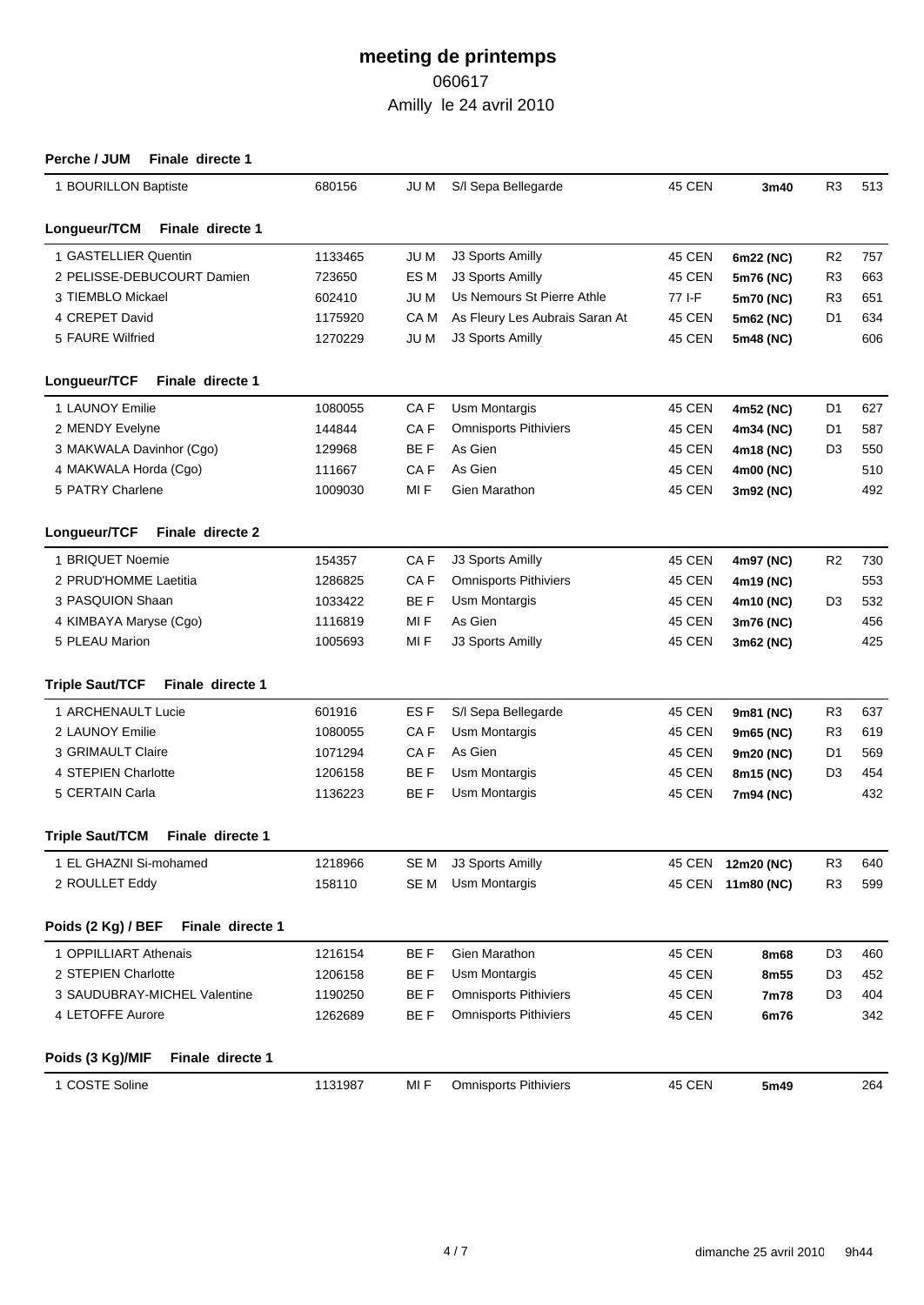# meeting de printemps

060617

Amilly le 24 avril 2010

**Perche / JUM Finale directe 1**

| | | | | | | | |
|---|---|---|---|---|---|---|---|
| 1 BOURILLON Baptiste | 680156 | JU M | S/l Sepa Bellegarde | 45 CEN | **3m40** | R3 | 513 |

**Longueur/TCM Finale directe 1**

| | | | | | | | |
|---|---|---|---|---|---|---|---|
| 1 GASTELLIER Quentin | 1133465 | JU M | J3 Sports Amilly | 45 CEN | **6m22 (NC)** | R2 | 757 |
| 2 PELISSE-DEBUCOURT Damien | 723650 | ES M | J3 Sports Amilly | 45 CEN | **5m76 (NC)** | R3 | 663 |
| 3 TIEMBLO Mickael | 602410 | JU M | Us Nemours St Pierre Athle | 77 I-F | **5m70 (NC)** | R3 | 651 |
| 4 CREPET David | 1175920 | CA M | As Fleury Les Aubrais Saran At | 45 CEN | **5m62 (NC)** | D1 | 634 |
| 5 FAURE Wilfried | 1270229 | JU M | J3 Sports Amilly | 45 CEN | **5m48 (NC)** | | 606 |

**Longueur/TCF Finale directe 1**

| | | | | | | | |
|---|---|---|---|---|---|---|---|
| 1 LAUNOY Emilie | 1080055 | CA F | Usm Montargis | 45 CEN | **4m52 (NC)** | D1 | 627 |
| 2 MENDY Evelyne | 144844 | CA F | Omnisports Pithiviers | 45 CEN | **4m34 (NC)** | D1 | 587 |
| 3 MAKWALA Davinhor (Cgo) | 129968 | BE F | As Gien | 45 CEN | **4m18 (NC)** | D3 | 550 |
| 4 MAKWALA Horda (Cgo) | 111667 | CA F | As Gien | 45 CEN | **4m00 (NC)** | | 510 |
| 5 PATRY Charlene | 1009030 | MI F | Gien Marathon | 45 CEN | **3m92 (NC)** | | 492 |

**Longueur/TCF Finale directe 2**

| | | | | | | | |
|---|---|---|---|---|---|---|---|
| 1 BRIQUET Noemie | 154357 | CA F | J3 Sports Amilly | 45 CEN | **4m97 (NC)** | R2 | 730 |
| 2 PRUD'HOMME Laetitia | 1286825 | CA F | Omnisports Pithiviers | 45 CEN | **4m19 (NC)** | | 553 |
| 3 PASQUION Shaan | 1033422 | BE F | Usm Montargis | 45 CEN | **4m10 (NC)** | D3 | 532 |
| 4 KIMBAYA Maryse (Cgo) | 1116819 | MI F | As Gien | 45 CEN | **3m76 (NC)** | | 456 |
| 5 PLEAU Marion | 1005693 | MI F | J3 Sports Amilly | 45 CEN | **3m62 (NC)** | | 425 |

**Triple Saut/TCF Finale directe 1**

| | | | | | | | |
|---|---|---|---|---|---|---|---|
| 1 ARCHENAULT Lucie | 601916 | ES F | S/l Sepa Bellegarde | 45 CEN | **9m81 (NC)** | R3 | 637 |
| 2 LAUNOY Emilie | 1080055 | CA F | Usm Montargis | 45 CEN | **9m65 (NC)** | R3 | 619 |
| 3 GRIMAULT Claire | 1071294 | CA F | As Gien | 45 CEN | **9m20 (NC)** | D1 | 569 |
| 4 STEPIEN Charlotte | 1206158 | BE F | Usm Montargis | 45 CEN | **8m15 (NC)** | D3 | 454 |
| 5 CERTAIN Carla | 1136223 | BE F | Usm Montargis | 45 CEN | **7m94 (NC)** | | 432 |

**Triple Saut/TCM Finale directe 1**

| | | | | | | | |
|---|---|---|---|---|---|---|---|
| 1 EL GHAZNI Si-mohamed | 1218966 | SE M | J3 Sports Amilly | 45 CEN | **12m20 (NC)** | R3 | 640 |
| 2 ROULLET Eddy | 158110 | SE M | Usm Montargis | 45 CEN | **11m80 (NC)** | R3 | 599 |

**Poids (2 Kg) / BEF Finale directe 1**

| | | | | | | | |
|---|---|---|---|---|---|---|---|
| 1 OPPILLIART Athenais | 1216154 | BE F | Gien Marathon | 45 CEN | **8m68** | D3 | 460 |
| 2 STEPIEN Charlotte | 1206158 | BE F | Usm Montargis | 45 CEN | **8m55** | D3 | 452 |
| 3 SAUDUBRAY-MICHEL Valentine | 1190250 | BE F | Omnisports Pithiviers | 45 CEN | **7m78** | D3 | 404 |
| 4 LETOFFE Aurore | 1262689 | BE F | Omnisports Pithiviers | 45 CEN | **6m76** | | 342 |

**Poids (3 Kg)/MIF Finale directe 1**

| | | | | | | | |
|---|---|---|---|---|---|---|---|
| 1 COSTE Soline | 1131987 | MI F | Omnisports Pithiviers | 45 CEN | **5m49** | | 264 |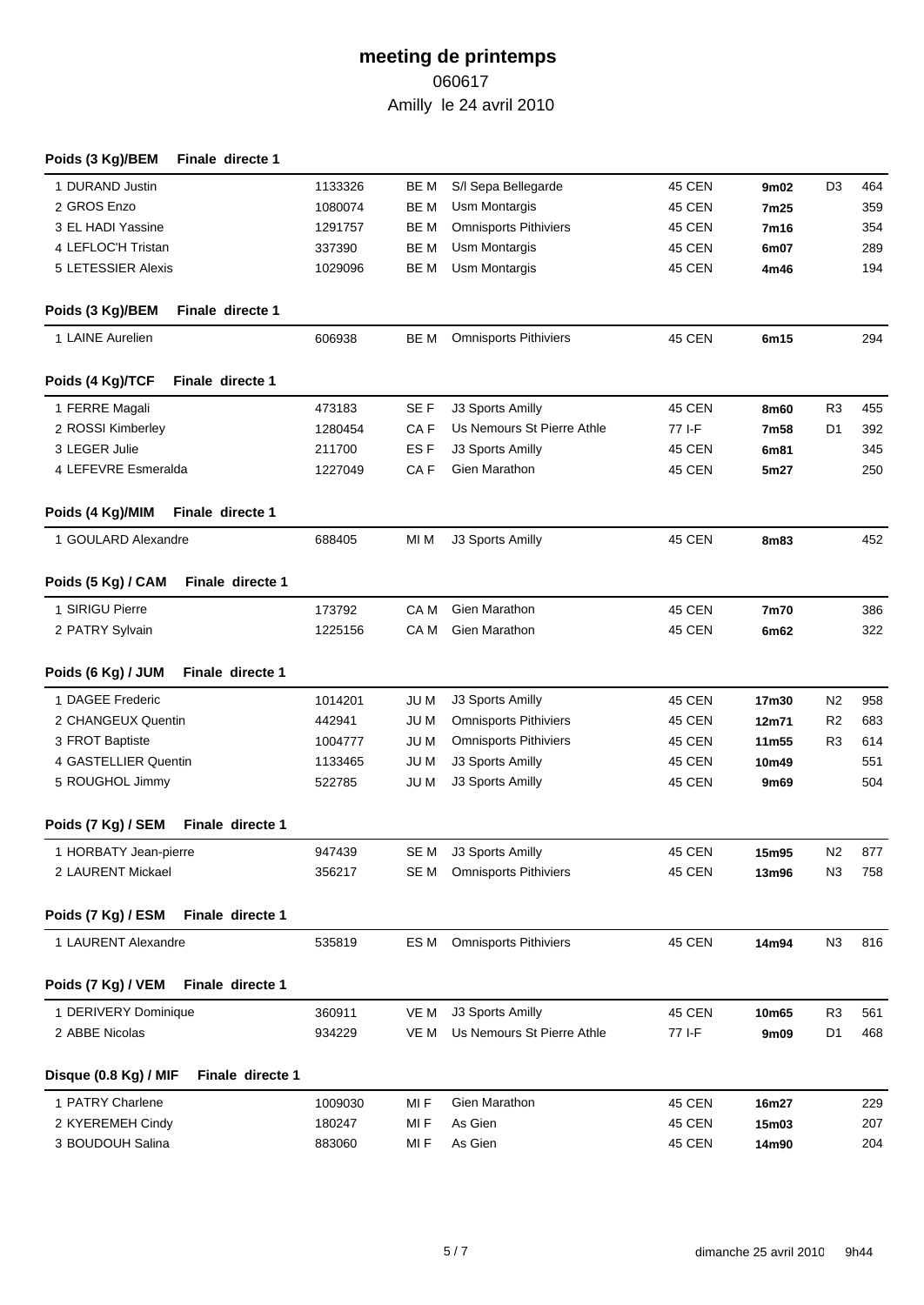# meeting de printemps

060617

Amilly le 24 avril 2010

### Poids (3 Kg)/BEM Finale directe 1

| | | | | | | | |
|---|---|---|---|---|---|---|---|
| 1 DURAND Justin | 1133326 | BE M | S/l Sepa Bellegarde | 45 CEN | **9m02** | D3 | 464 |
| 2 GROS Enzo | 1080074 | BE M | Usm Montargis | 45 CEN | **7m25** | | 359 |
| 3 EL HADI Yassine | 1291757 | BE M | Omnisports Pithiviers | 45 CEN | **7m16** | | 354 |
| 4 LEFLOC'H Tristan | 337390 | BE M | Usm Montargis | 45 CEN | **6m07** | | 289 |
| 5 LETESSIER Alexis | 1029096 | BE M | Usm Montargis | 45 CEN | **4m46** | | 194 |

### Poids (3 Kg)/BEM Finale directe 1

| | | | | | | | |
|---|---|---|---|---|---|---|---|
| 1 LAINE Aurelien | 606938 | BE M | Omnisports Pithiviers | 45 CEN | **6m15** | | 294 |

### Poids (4 Kg)/TCF Finale directe 1

| | | | | | | | |
|---|---|---|---|---|---|---|---|
| 1 FERRE Magali | 473183 | SE F | J3 Sports Amilly | 45 CEN | **8m60** | R3 | 455 |
| 2 ROSSI Kimberley | 1280454 | CA F | Us Nemours St Pierre Athle | 77 I-F | **7m58** | D1 | 392 |
| 3 LEGER Julie | 211700 | ES F | J3 Sports Amilly | 45 CEN | **6m81** | | 345 |
| 4 LEFEVRE Esmeralda | 1227049 | CA F | Gien Marathon | 45 CEN | **5m27** | | 250 |

### Poids (4 Kg)/MIM Finale directe 1

| | | | | | | | |
|---|---|---|---|---|---|---|---|
| 1 GOULARD Alexandre | 688405 | MI M | J3 Sports Amilly | 45 CEN | **8m83** | | 452 |

### Poids (5 Kg) / CAM Finale directe 1

| | | | | | | | |
|---|---|---|---|---|---|---|---|
| 1 SIRIGU Pierre | 173792 | CA M | Gien Marathon | 45 CEN | **7m70** | | 386 |
| 2 PATRY Sylvain | 1225156 | CA M | Gien Marathon | 45 CEN | **6m62** | | 322 |

### Poids (6 Kg) / JUM Finale directe 1

| | | | | | | | |
|---|---|---|---|---|---|---|---|
| 1 DAGEE Frederic | 1014201 | JU M | J3 Sports Amilly | 45 CEN | **17m30** | N2 | 958 |
| 2 CHANGEUX Quentin | 442941 | JU M | Omnisports Pithiviers | 45 CEN | **12m71** | R2 | 683 |
| 3 FROT Baptiste | 1004777 | JU M | Omnisports Pithiviers | 45 CEN | **11m55** | R3 | 614 |
| 4 GASTELLIER Quentin | 1133465 | JU M | J3 Sports Amilly | 45 CEN | **10m49** | | 551 |
| 5 ROUGHOL Jimmy | 522785 | JU M | J3 Sports Amilly | 45 CEN | **9m69** | | 504 |

### Poids (7 Kg) / SEM Finale directe 1

| | | | | | | | |
|---|---|---|---|---|---|---|---|
| 1 HORBATY Jean-pierre | 947439 | SE M | J3 Sports Amilly | 45 CEN | **15m95** | N2 | 877 |
| 2 LAURENT Mickael | 356217 | SE M | Omnisports Pithiviers | 45 CEN | **13m96** | N3 | 758 |

### Poids (7 Kg) / ESM Finale directe 1

| | | | | | | | |
|---|---|---|---|---|---|---|---|
| 1 LAURENT Alexandre | 535819 | ES M | Omnisports Pithiviers | 45 CEN | **14m94** | N3 | 816 |

### Poids (7 Kg) / VEM Finale directe 1

| | | | | | | | |
|---|---|---|---|---|---|---|---|
| 1 DERIVERY Dominique | 360911 | VE M | J3 Sports Amilly | 45 CEN | **10m65** | R3 | 561 |
| 2 ABBE Nicolas | 934229 | VE M | Us Nemours St Pierre Athle | 77 I-F | **9m09** | D1 | 468 |

### Disque (0.8 Kg) / MIF Finale directe 1

| | | | | | | | |
|---|---|---|---|---|---|---|---|
| 1 PATRY Charlene | 1009030 | MI F | Gien Marathon | 45 CEN | **16m27** | | 229 |
| 2 KYEREMEH Cindy | 180247 | MI F | As Gien | 45 CEN | **15m03** | | 207 |
| 3 BOUDOUH Salina | 883060 | MI F | As Gien | 45 CEN | **14m90** | | 204 |

dimanche 25 avril 2010 9h44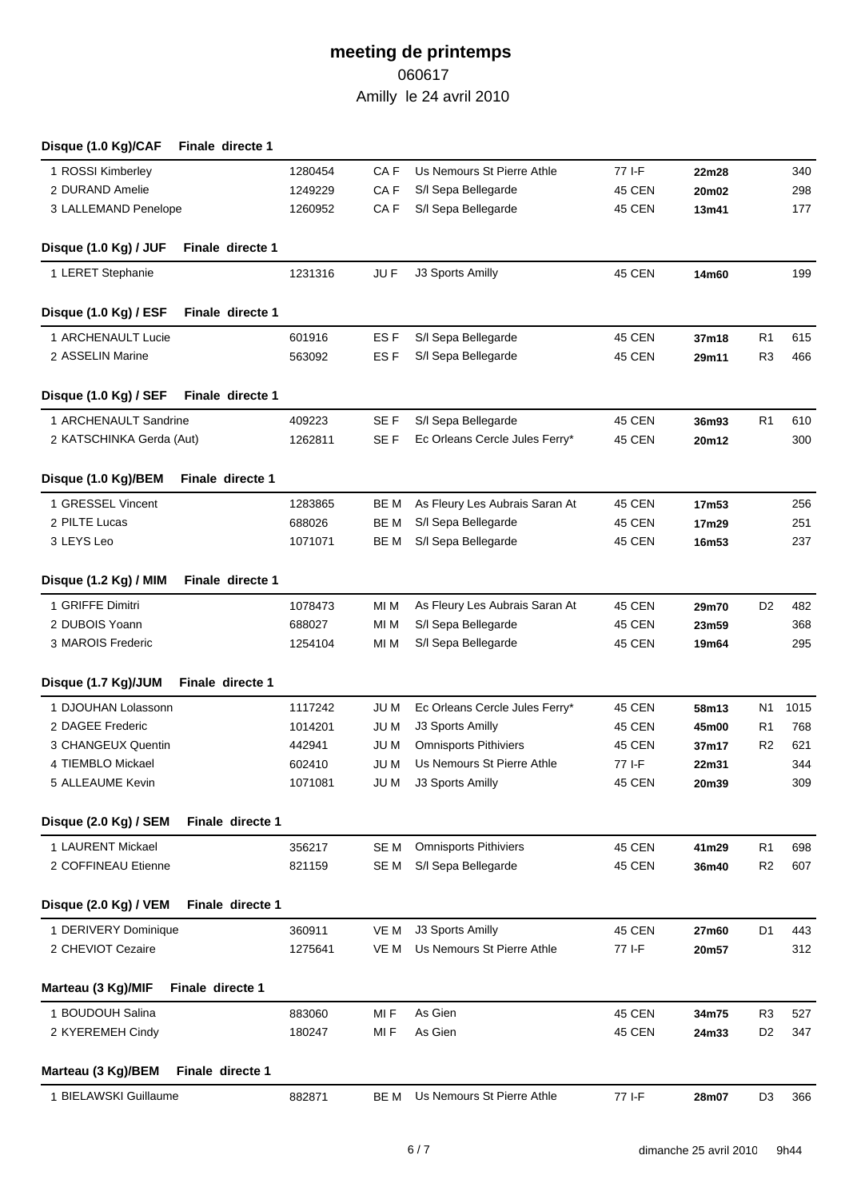# meeting de printemps

060617

Amilly le 24 avril 2010

**Disque (1.0 Kg)/CAF Finale directe 1**

| | | | | | | | |
|---|---|---|---|---|---|---|---|
| 1 ROSSI Kimberley | 1280454 | CA F | Us Nemours St Pierre Athle | 77 I-F | **22m28** | | 340 |
| 2 DURAND Amelie | 1249229 | CA F | S/l Sepa Bellegarde | 45 CEN | **20m02** | | 298 |
| 3 LALLEMAND Penelope | 1260952 | CA F | S/l Sepa Bellegarde | 45 CEN | **13m41** | | 177 |

**Disque (1.0 Kg) / JUF Finale directe 1**

| | | | | | | | |
|---|---|---|---|---|---|---|---|
| 1 LERET Stephanie | 1231316 | JU F | J3 Sports Amilly | 45 CEN | **14m60** | | 199 |

**Disque (1.0 Kg) / ESF Finale directe 1**

| | | | | | | | |
|---|---|---|---|---|---|---|---|
| 1 ARCHENAULT Lucie | 601916 | ES F | S/l Sepa Bellegarde | 45 CEN | **37m18** | R1 | 615 |
| 2 ASSELIN Marine | 563092 | ES F | S/l Sepa Bellegarde | 45 CEN | **29m11** | R3 | 466 |

**Disque (1.0 Kg) / SEF Finale directe 1**

| | | | | | | | |
|---|---|---|---|---|---|---|---|
| 1 ARCHENAULT Sandrine | 409223 | SE F | S/l Sepa Bellegarde | 45 CEN | **36m93** | R1 | 610 |
| 2 KATSCHINKA Gerda (Aut) | 1262811 | SE F | Ec Orleans Cercle Jules Ferry* | 45 CEN | **20m12** | | 300 |

**Disque (1.0 Kg)/BEM Finale directe 1**

| | | | | | | | |
|---|---|---|---|---|---|---|---|
| 1 GRESSEL Vincent | 1283865 | BE M | As Fleury Les Aubrais Saran At | 45 CEN | **17m53** | | 256 |
| 2 PILTE Lucas | 688026 | BE M | S/l Sepa Bellegarde | 45 CEN | **17m29** | | 251 |
| 3 LEYS Leo | 1071071 | BE M | S/l Sepa Bellegarde | 45 CEN | **16m53** | | 237 |

**Disque (1.2 Kg) / MIM Finale directe 1**

| | | | | | | | |
|---|---|---|---|---|---|---|---|
| 1 GRIFFE Dimitri | 1078473 | MI M | As Fleury Les Aubrais Saran At | 45 CEN | **29m70** | D2 | 482 |
| 2 DUBOIS Yoann | 688027 | MI M | S/l Sepa Bellegarde | 45 CEN | **23m59** | | 368 |
| 3 MAROIS Frederic | 1254104 | MI M | S/l Sepa Bellegarde | 45 CEN | **19m64** | | 295 |

**Disque (1.7 Kg)/JUM Finale directe 1**

| | | | | | | | |
|---|---|---|---|---|---|---|---|
| 1 DJOUHAN Lolassonn | 1117242 | JU M | Ec Orleans Cercle Jules Ferry* | 45 CEN | **58m13** | N1 | 1015 |
| 2 DAGEE Frederic | 1014201 | JU M | J3 Sports Amilly | 45 CEN | **45m00** | R1 | 768 |
| 3 CHANGEUX Quentin | 442941 | JU M | Omnisports Pithiviers | 45 CEN | **37m17** | R2 | 621 |
| 4 TIEMBLO Mickael | 602410 | JU M | Us Nemours St Pierre Athle | 77 I-F | **22m31** | | 344 |
| 5 ALLEAUME Kevin | 1071081 | JU M | J3 Sports Amilly | 45 CEN | **20m39** | | 309 |

**Disque (2.0 Kg) / SEM Finale directe 1**

| | | | | | | | |
|---|---|---|---|---|---|---|---|
| 1 LAURENT Mickael | 356217 | SE M | Omnisports Pithiviers | 45 CEN | **41m29** | R1 | 698 |
| 2 COFFINEAU Etienne | 821159 | SE M | S/l Sepa Bellegarde | 45 CEN | **36m40** | R2 | 607 |

**Disque (2.0 Kg) / VEM Finale directe 1**

| | | | | | | | |
|---|---|---|---|---|---|---|---|
| 1 DERIVERY Dominique | 360911 | VE M | J3 Sports Amilly | 45 CEN | **27m60** | D1 | 443 |
| 2 CHEVIOT Cezaire | 1275641 | VE M | Us Nemours St Pierre Athle | 77 I-F | **20m57** | | 312 |

**Marteau (3 Kg)/MIF Finale directe 1**

| | | | | | | | |
|---|---|---|---|---|---|---|---|
| 1 BOUDOUH Salina | 883060 | MI F | As Gien | 45 CEN | **34m75** | R3 | 527 |
| 2 KYEREMEH Cindy | 180247 | MI F | As Gien | 45 CEN | **24m33** | D2 | 347 |

**Marteau (3 Kg)/BEM Finale directe 1**

| | | | | | | | |
|---|---|---|---|---|---|---|---|
| 1 BIELAWSKI Guillaume | 882871 | BE M | Us Nemours St Pierre Athle | 77 I-F | **28m07** | D3 | 366 |

dimanche 25 avril 2010 9h44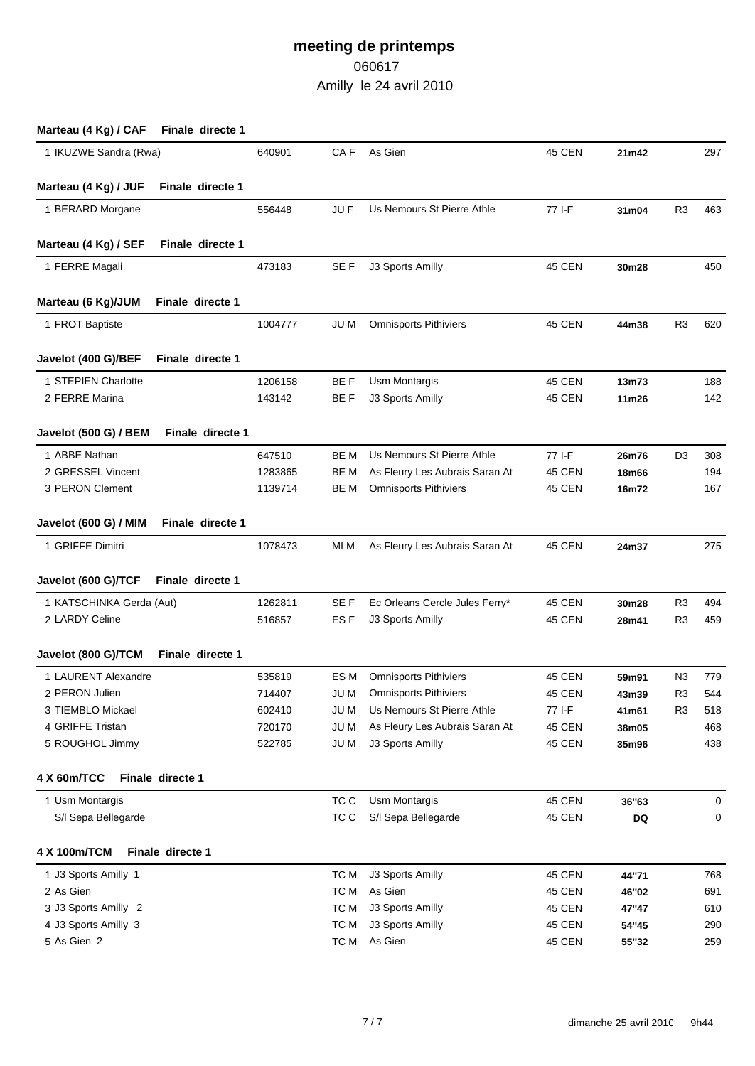# meeting de printemps

060617

Amilly le 24 avril 2010

### Marteau (4 Kg) / CAF Finale directe 1

| | | | | | | | | |
|---|---|---|---|---|---|---|---|---|
| 1 | IKUZWE Sandra (Rwa) | 640901 | CA F | As Gien | 45 CEN | **21m42** | | 297 |

### Marteau (4 Kg) / JUF Finale directe 1

| | | | | | | | | |
|---|---|---|---|---|---|---|---|---|
| 1 | BERARD Morgane | 556448 | JU F | Us Nemours St Pierre Athle | 77 I-F | **31m04** | R3 | 463 |

### Marteau (4 Kg) / SEF Finale directe 1

| | | | | | | | | |
|---|---|---|---|---|---|---|---|---|
| 1 | FERRE Magali | 473183 | SE F | J3 Sports Amilly | 45 CEN | **30m28** | | 450 |

### Marteau (6 Kg)/JUM Finale directe 1

| | | | | | | | | |
|---|---|---|---|---|---|---|---|---|
| 1 | FROT Baptiste | 1004777 | JU M | Omnisports Pithiviers | 45 CEN | **44m38** | R3 | 620 |

### Javelot (400 G)/BEF Finale directe 1

| | | | | | | | | |
|---|---|---|---|---|---|---|---|---|
| 1 | STEPIEN Charlotte | 1206158 | BE F | Usm Montargis | 45 CEN | **13m73** | | 188 |
| 2 | FERRE Marina | 143142 | BE F | J3 Sports Amilly | 45 CEN | **11m26** | | 142 |

### Javelot (500 G) / BEM Finale directe 1

| | | | | | | | | |
|---|---|---|---|---|---|---|---|---|
| 1 | ABBE Nathan | 647510 | BE M | Us Nemours St Pierre Athle | 77 I-F | **26m76** | D3 | 308 |
| 2 | GRESSEL Vincent | 1283865 | BE M | As Fleury Les Aubrais Saran At | 45 CEN | **18m66** | | 194 |
| 3 | PERON Clement | 1139714 | BE M | Omnisports Pithiviers | 45 CEN | **16m72** | | 167 |

### Javelot (600 G) / MIM Finale directe 1

| | | | | | | | | |
|---|---|---|---|---|---|---|---|---|
| 1 | GRIFFE Dimitri | 1078473 | MI M | As Fleury Les Aubrais Saran At | 45 CEN | **24m37** | | 275 |

### Javelot (600 G)/TCF Finale directe 1

| | | | | | | | | |
|---|---|---|---|---|---|---|---|---|
| 1 | KATSCHINKA Gerda (Aut) | 1262811 | SE F | Ec Orleans Cercle Jules Ferry* | 45 CEN | **30m28** | R3 | 494 |
| 2 | LARDY Celine | 516857 | ES F | J3 Sports Amilly | 45 CEN | **28m41** | R3 | 459 |

### Javelot (800 G)/TCM Finale directe 1

| | | | | | | | | |
|---|---|---|---|---|---|---|---|---|
| 1 | LAURENT Alexandre | 535819 | ES M | Omnisports Pithiviers | 45 CEN | **59m91** | N3 | 779 |
| 2 | PERON Julien | 714407 | JU M | Omnisports Pithiviers | 45 CEN | **43m39** | R3 | 544 |
| 3 | TIEMBLO Mickael | 602410 | JU M | Us Nemours St Pierre Athle | 77 I-F | **41m61** | R3 | 518 |
| 4 | GRIFFE Tristan | 720170 | JU M | As Fleury Les Aubrais Saran At | 45 CEN | **38m05** | | 468 |
| 5 | ROUGHOL Jimmy | 522785 | JU M | J3 Sports Amilly | 45 CEN | **35m96** | | 438 |

### 4 X 60m/TCC Finale directe 1

| | | | | | | | | |
|---|---|---|---|---|---|---|---|---|
| 1 | Usm Montargis | | TC C | Usm Montargis | 45 CEN | **36"63** | | 0 |
| | S/l Sepa Bellegarde | | TC C | S/l Sepa Bellegarde | 45 CEN | **DQ** | | 0 |

### 4 X 100m/TCM Finale directe 1

| | | | | | | | | |
|---|---|---|---|---|---|---|---|---|
| 1 | J3 Sports Amilly 1 | | TC M | J3 Sports Amilly | 45 CEN | **44"71** | | 768 |
| 2 | As Gien | | TC M | As Gien | 45 CEN | **46"02** | | 691 |
| 3 | J3 Sports Amilly 2 | | TC M | J3 Sports Amilly | 45 CEN | **47"47** | | 610 |
| 4 | J3 Sports Amilly 3 | | TC M | J3 Sports Amilly | 45 CEN | **54"45** | | 290 |
| 5 | As Gien 2 | | TC M | As Gien | 45 CEN | **55"32** | | 259 |

dimanche 25 avril 2010 9h44